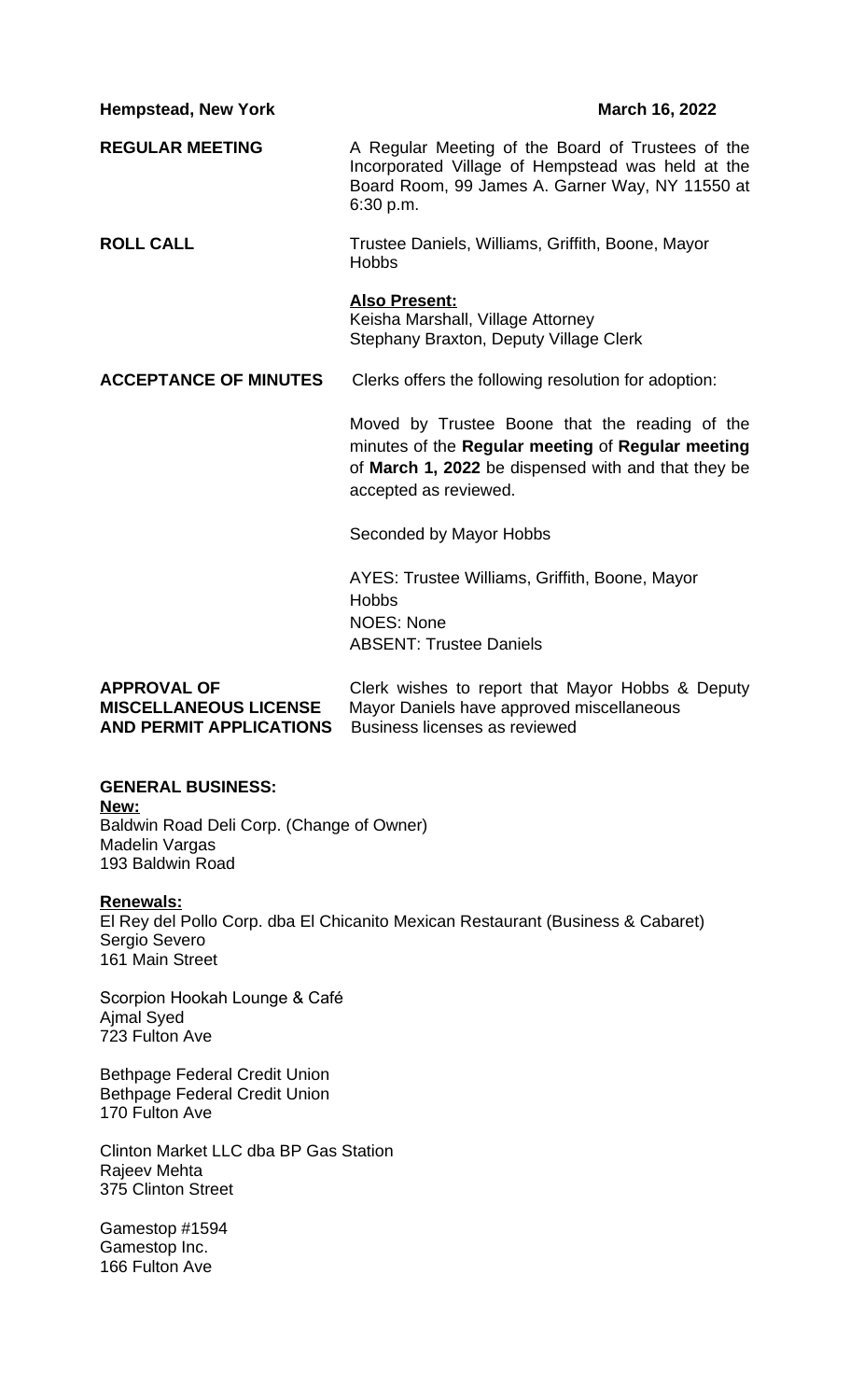**Hempstead, New York** **March 16, 2022**

**REGULAR MEETING**

A Regular Meeting of the Board of Trustees of the Incorporated Village of Hempstead was held at the Board Room, 99 James A. Garner Way, NY 11550 at 6:30 p.m.

**ROLL CALL**

Trustee Daniels, Williams, Griffith, Boone, Mayor Hobbs

**Also Present:**
Keisha Marshall, Village Attorney
Stephany Braxton, Deputy Village Clerk

**ACCEPTANCE OF MINUTES**

Clerks offers the following resolution for adoption:

Moved by Trustee Boone that the reading of the minutes of the **Regular meeting** of **Regular meeting** of **March 1, 2022** be dispensed with and that they be accepted as reviewed.

Seconded by Mayor Hobbs

AYES: Trustee Williams, Griffith, Boone, Mayor Hobbs
NOES: None
ABSENT: Trustee Daniels

**APPROVAL OF MISCELLANEOUS LICENSE AND PERMIT APPLICATIONS**

Clerk wishes to report that Mayor Hobbs & Deputy Mayor Daniels have approved miscellaneous Business licenses as reviewed

**GENERAL BUSINESS:**

**New:**

Baldwin Road Deli Corp. (Change of Owner)
Madelin Vargas
193 Baldwin Road

**Renewals:**

El Rey del Pollo Corp. dba El Chicanito Mexican Restaurant (Business & Cabaret)
Sergio Severo
161 Main Street

Scorpion Hookah Lounge & Café
Ajmal Syed
723 Fulton Ave

Bethpage Federal Credit Union
Bethpage Federal Credit Union
170 Fulton Ave

Clinton Market LLC dba BP Gas Station
Rajeev Mehta
375 Clinton Street

Gamestop #1594
Gamestop Inc.
166 Fulton Ave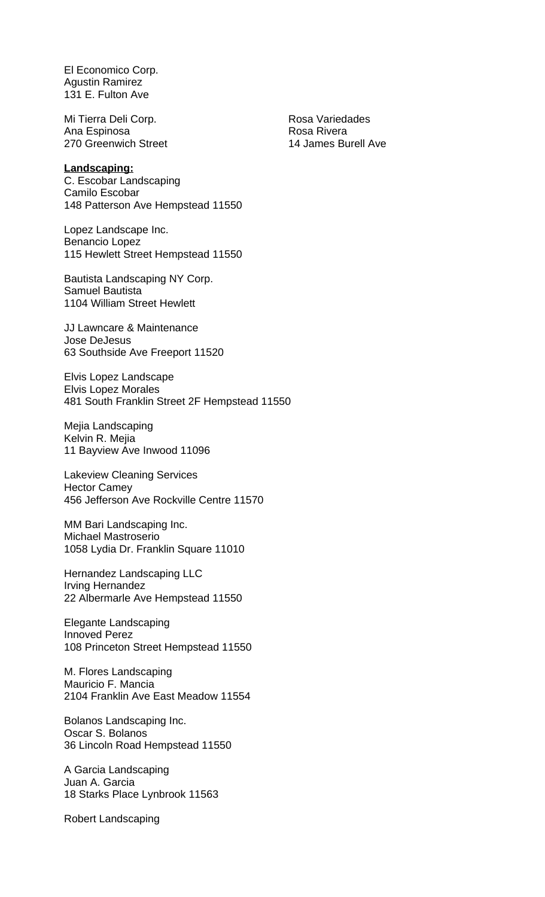El Economico Corp.
Agustin Ramirez
131 E. Fulton Ave

Mi Tierra Deli Corp.
Ana Espinosa
270 Greenwich Street

Rosa Variedades
Rosa Rivera
14 James Burell Ave

**Landscaping:**

C. Escobar Landscaping
Camilo Escobar
148 Patterson Ave Hempstead 11550

Lopez Landscape Inc.
Benancio Lopez
115 Hewlett Street Hempstead 11550

Bautista Landscaping NY Corp.
Samuel Bautista
1104 William Street Hewlett

JJ Lawncare & Maintenance
Jose DeJesus
63 Southside Ave Freeport 11520

Elvis Lopez Landscape
Elvis Lopez Morales
481 South Franklin Street 2F Hempstead 11550

Mejia Landscaping
Kelvin R. Mejia
11 Bayview Ave Inwood 11096

Lakeview Cleaning Services
Hector Camey
456 Jefferson Ave Rockville Centre 11570

MM Bari Landscaping Inc.
Michael Mastroserio
1058 Lydia Dr. Franklin Square 11010

Hernandez Landscaping LLC
Irving Hernandez
22 Albermarle Ave Hempstead 11550

Elegante Landscaping
Innoved Perez
108 Princeton Street Hempstead 11550

M. Flores Landscaping
Mauricio F. Mancia
2104 Franklin Ave East Meadow 11554

Bolanos Landscaping Inc.
Oscar S. Bolanos
36 Lincoln Road Hempstead 11550

A Garcia Landscaping
Juan A. Garcia
18 Starks Place Lynbrook 11563

Robert Landscaping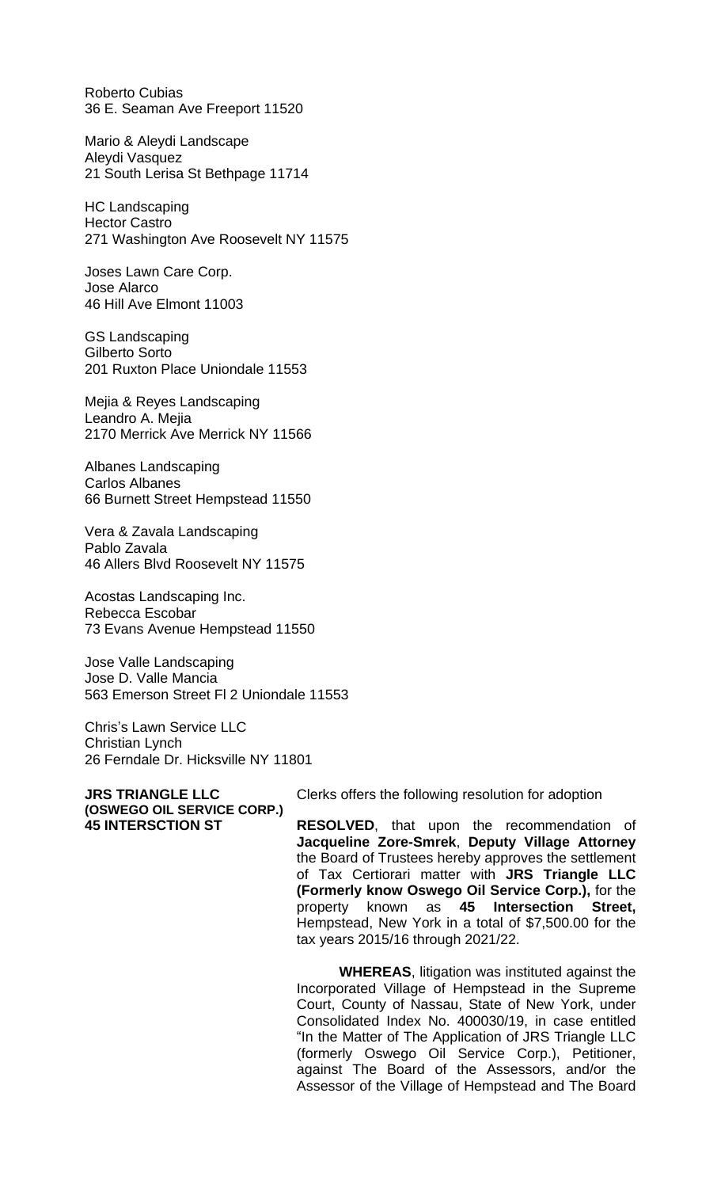Roberto Cubias
36 E. Seaman Ave Freeport 11520

Mario & Aleydi Landscape
Aleydi Vasquez
21 South Lerisa St Bethpage 11714

HC Landscaping
Hector Castro
271 Washington Ave Roosevelt NY 11575

Joses Lawn Care Corp.
Jose Alarco
46 Hill Ave Elmont 11003

GS Landscaping
Gilberto Sorto
201 Ruxton Place Uniondale 11553

Mejia & Reyes Landscaping
Leandro A. Mejia
2170 Merrick Ave Merrick NY 11566

Albanes Landscaping
Carlos Albanes
66 Burnett Street Hempstead 11550

Vera & Zavala Landscaping
Pablo Zavala
46 Allers Blvd Roosevelt NY 11575

Acostas Landscaping Inc.
Rebecca Escobar
73 Evans Avenue Hempstead 11550

Jose Valle Landscaping
Jose D. Valle Mancia
563 Emerson Street Fl 2 Uniondale 11553

Chris's Lawn Service LLC
Christian Lynch
26 Ferndale Dr. Hicksville NY 11801

**JRS TRIANGLE LLC**
**(OSWEGO OIL SERVICE CORP.)**
**45 INTERSCTION ST**

Clerks offers the following resolution for adoption

**RESOLVED**, that upon the recommendation of **Jacqueline Zore-Smrek**, **Deputy Village Attorney** the Board of Trustees hereby approves the settlement of Tax Certiorari matter with **JRS Triangle LLC (Formerly know Oswego Oil Service Corp.),** for the property known as **45 Intersection Street,** Hempstead, New York in a total of $7,500.00 for the tax years 2015/16 through 2021/22.

**WHEREAS**, litigation was instituted against the Incorporated Village of Hempstead in the Supreme Court, County of Nassau, State of New York, under Consolidated Index No. 400030/19, in case entitled "In the Matter of The Application of JRS Triangle LLC (formerly Oswego Oil Service Corp.), Petitioner, against The Board of the Assessors, and/or the Assessor of the Village of Hempstead and The Board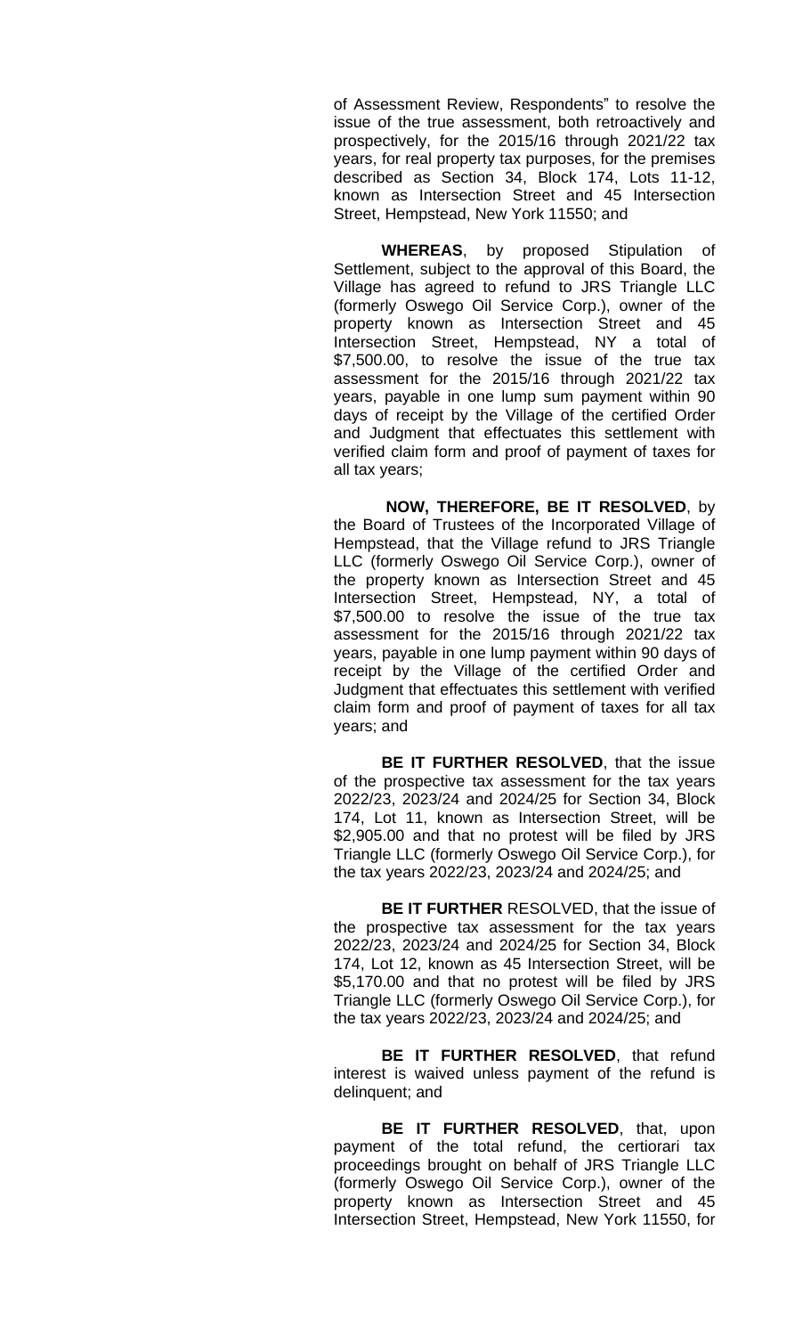of Assessment Review, Respondents" to resolve the issue of the true assessment, both retroactively and prospectively, for the 2015/16 through 2021/22 tax years, for real property tax purposes, for the premises described as Section 34, Block 174, Lots 11-12, known as Intersection Street and 45 Intersection Street, Hempstead, New York 11550; and

**WHEREAS**, by proposed Stipulation of Settlement, subject to the approval of this Board, the Village has agreed to refund to JRS Triangle LLC (formerly Oswego Oil Service Corp.), owner of the property known as Intersection Street and 45 Intersection Street, Hempstead, NY a total of $7,500.00, to resolve the issue of the true tax assessment for the 2015/16 through 2021/22 tax years, payable in one lump sum payment within 90 days of receipt by the Village of the certified Order and Judgment that effectuates this settlement with verified claim form and proof of payment of taxes for all tax years;

**NOW, THEREFORE, BE IT RESOLVED**, by the Board of Trustees of the Incorporated Village of Hempstead, that the Village refund to JRS Triangle LLC (formerly Oswego Oil Service Corp.), owner of the property known as Intersection Street and 45 Intersection Street, Hempstead, NY, a total of $7,500.00 to resolve the issue of the true tax assessment for the 2015/16 through 2021/22 tax years, payable in one lump payment within 90 days of receipt by the Village of the certified Order and Judgment that effectuates this settlement with verified claim form and proof of payment of taxes for all tax years; and

**BE IT FURTHER RESOLVED**, that the issue of the prospective tax assessment for the tax years 2022/23, 2023/24 and 2024/25 for Section 34, Block 174, Lot 11, known as Intersection Street, will be $2,905.00 and that no protest will be filed by JRS Triangle LLC (formerly Oswego Oil Service Corp.), for the tax years 2022/23, 2023/24 and 2024/25; and

**BE IT FURTHER** RESOLVED, that the issue of the prospective tax assessment for the tax years 2022/23, 2023/24 and 2024/25 for Section 34, Block 174, Lot 12, known as 45 Intersection Street, will be $5,170.00 and that no protest will be filed by JRS Triangle LLC (formerly Oswego Oil Service Corp.), for the tax years 2022/23, 2023/24 and 2024/25; and

**BE IT FURTHER RESOLVED**, that refund interest is waived unless payment of the refund is delinquent; and

**BE IT FURTHER RESOLVED**, that, upon payment of the total refund, the certiorari tax proceedings brought on behalf of JRS Triangle LLC (formerly Oswego Oil Service Corp.), owner of the property known as Intersection Street and 45 Intersection Street, Hempstead, New York 11550, for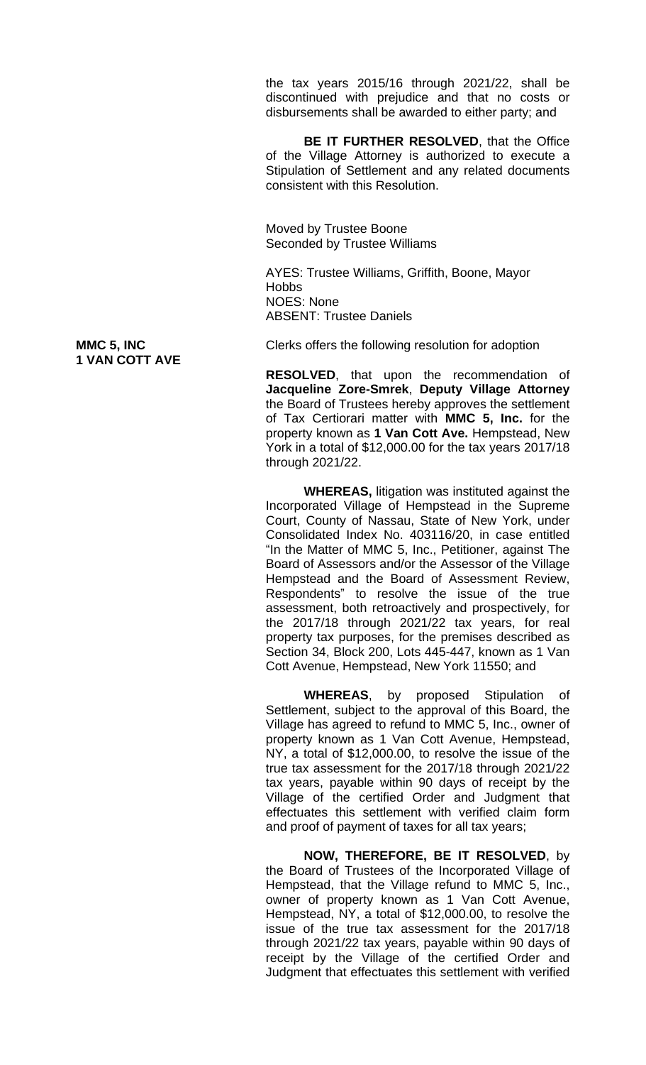the tax years 2015/16 through 2021/22, shall be discontinued with prejudice and that no costs or disbursements shall be awarded to either party; and

**BE IT FURTHER RESOLVED**, that the Office of the Village Attorney is authorized to execute a Stipulation of Settlement and any related documents consistent with this Resolution.

Moved by Trustee Boone
Seconded by Trustee Williams

AYES: Trustee Williams, Griffith, Boone, Mayor Hobbs
NOES: None
ABSENT: Trustee Daniels

**MMC 5, INC**
**1 VAN COTT AVE**

Clerks offers the following resolution for adoption

**RESOLVED**, that upon the recommendation of **Jacqueline Zore-Smrek**, **Deputy Village Attorney** the Board of Trustees hereby approves the settlement of Tax Certiorari matter with **MMC 5, Inc.** for the property known as **1 Van Cott Ave.** Hempstead, New York in a total of $12,000.00 for the tax years 2017/18 through 2021/22.

**WHEREAS,** litigation was instituted against the Incorporated Village of Hempstead in the Supreme Court, County of Nassau, State of New York, under Consolidated Index No. 403116/20, in case entitled "In the Matter of MMC 5, Inc., Petitioner, against The Board of Assessors and/or the Assessor of the Village Hempstead and the Board of Assessment Review, Respondents" to resolve the issue of the true assessment, both retroactively and prospectively, for the 2017/18 through 2021/22 tax years, for real property tax purposes, for the premises described as Section 34, Block 200, Lots 445-447, known as 1 Van Cott Avenue, Hempstead, New York 11550; and

**WHEREAS**, by proposed Stipulation of Settlement, subject to the approval of this Board, the Village has agreed to refund to MMC 5, Inc., owner of property known as 1 Van Cott Avenue, Hempstead, NY, a total of $12,000.00, to resolve the issue of the true tax assessment for the 2017/18 through 2021/22 tax years, payable within 90 days of receipt by the Village of the certified Order and Judgment that effectuates this settlement with verified claim form and proof of payment of taxes for all tax years;

**NOW, THEREFORE, BE IT RESOLVED**, by the Board of Trustees of the Incorporated Village of Hempstead, that the Village refund to MMC 5, Inc., owner of property known as 1 Van Cott Avenue, Hempstead, NY, a total of $12,000.00, to resolve the issue of the true tax assessment for the 2017/18 through 2021/22 tax years, payable within 90 days of receipt by the Village of the certified Order and Judgment that effectuates this settlement with verified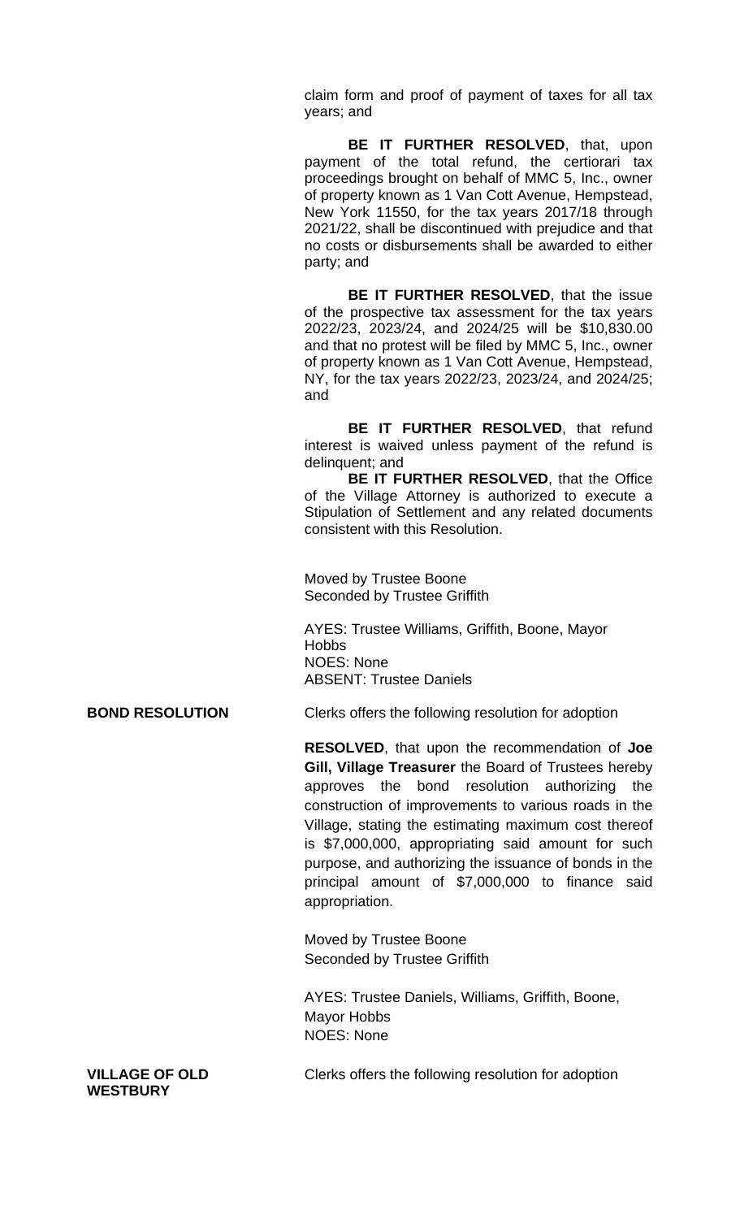claim form and proof of payment of taxes for all tax years; and

**BE IT FURTHER RESOLVED**, that, upon payment of the total refund, the certiorari tax proceedings brought on behalf of MMC 5, Inc., owner of property known as 1 Van Cott Avenue, Hempstead, New York 11550, for the tax years 2017/18 through 2021/22, shall be discontinued with prejudice and that no costs or disbursements shall be awarded to either party; and

**BE IT FURTHER RESOLVED**, that the issue of the prospective tax assessment for the tax years 2022/23, 2023/24, and 2024/25 will be $10,830.00 and that no protest will be filed by MMC 5, Inc., owner of property known as 1 Van Cott Avenue, Hempstead, NY, for the tax years 2022/23, 2023/24, and 2024/25; and

**BE IT FURTHER RESOLVED**, that refund interest is waived unless payment of the refund is delinquent; and

**BE IT FURTHER RESOLVED**, that the Office of the Village Attorney is authorized to execute a Stipulation of Settlement and any related documents consistent with this Resolution.

Moved by Trustee Boone
Seconded by Trustee Griffith

AYES: Trustee Williams, Griffith, Boone, Mayor Hobbs
NOES: None
ABSENT: Trustee Daniels

**BOND RESOLUTION**

Clerks offers the following resolution for adoption

**RESOLVED**, that upon the recommendation of **Joe Gill, Village Treasurer** the Board of Trustees hereby approves the bond resolution authorizing the construction of improvements to various roads in the Village, stating the estimating maximum cost thereof is $7,000,000, appropriating said amount for such purpose, and authorizing the issuance of bonds in the principal amount of $7,000,000 to finance said appropriation.

Moved by Trustee Boone
Seconded by Trustee Griffith

AYES: Trustee Daniels, Williams, Griffith, Boone, Mayor Hobbs
NOES: None

**VILLAGE OF OLD WESTBURY**

Clerks offers the following resolution for adoption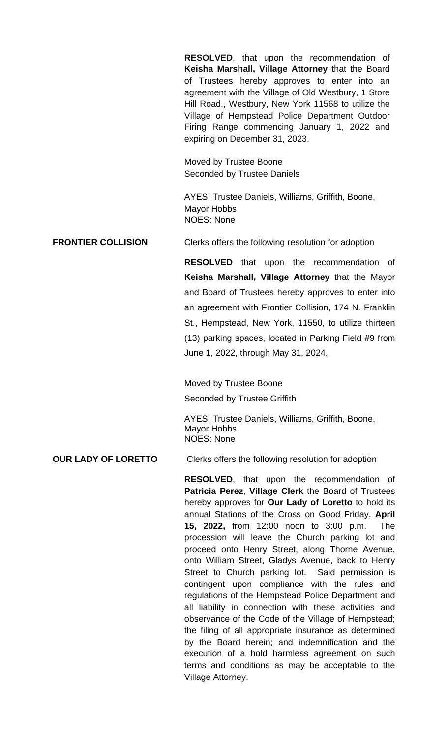**RESOLVED**, that upon the recommendation of **Keisha Marshall, Village Attorney** that the Board of Trustees hereby approves to enter into an agreement with the Village of Old Westbury, 1 Store Hill Road., Westbury, New York 11568 to utilize the Village of Hempstead Police Department Outdoor Firing Range commencing January 1, 2022 and expiring on December 31, 2023.

Moved by Trustee Boone
Seconded by Trustee Daniels

AYES: Trustee Daniels, Williams, Griffith, Boone, Mayor Hobbs
NOES: None

**FRONTIER COLLISION** Clerks offers the following resolution for adoption

**RESOLVED** that upon the recommendation of **Keisha Marshall, Village Attorney** that the Mayor and Board of Trustees hereby approves to enter into an agreement with Frontier Collision, 174 N. Franklin St., Hempstead, New York, 11550, to utilize thirteen (13) parking spaces, located in Parking Field #9 from June 1, 2022, through May 31, 2024.

Moved by Trustee Boone
Seconded by Trustee Griffith

AYES: Trustee Daniels, Williams, Griffith, Boone, Mayor Hobbs
NOES: None

**OUR LADY OF LORETTO** Clerks offers the following resolution for adoption

**RESOLVED**, that upon the recommendation of **Patricia Perez**, **Village Clerk** the Board of Trustees hereby approves for **Our Lady of Loretto** to hold its annual Stations of the Cross on Good Friday, **April 15, 2022,** from 12:00 noon to 3:00 p.m. The procession will leave the Church parking lot and proceed onto Henry Street, along Thorne Avenue, onto William Street, Gladys Avenue, back to Henry Street to Church parking lot. Said permission is contingent upon compliance with the rules and regulations of the Hempstead Police Department and all liability in connection with these activities and observance of the Code of the Village of Hempstead; the filing of all appropriate insurance as determined by the Board herein; and indemnification and the execution of a hold harmless agreement on such terms and conditions as may be acceptable to the Village Attorney.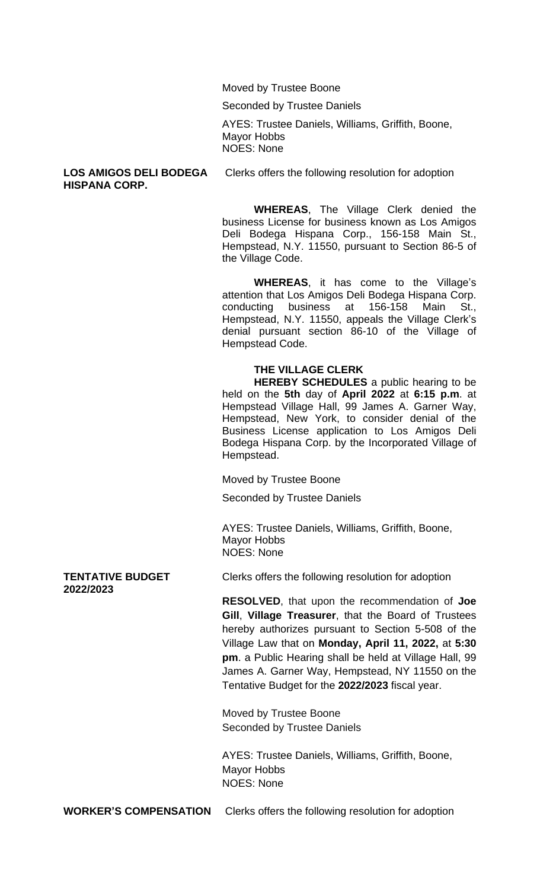Moved by Trustee Boone

Seconded by Trustee Daniels

AYES: Trustee Daniels, Williams, Griffith, Boone, Mayor Hobbs
NOES: None

**LOS AMIGOS DELI BODEGA HISPANA CORP.**

Clerks offers the following resolution for adoption

**WHEREAS**, The Village Clerk denied the business License for business known as Los Amigos Deli Bodega Hispana Corp., 156-158 Main St., Hempstead, N.Y. 11550, pursuant to Section 86-5 of the Village Code.

**WHEREAS**, it has come to the Village's attention that Los Amigos Deli Bodega Hispana Corp. conducting business at 156-158 Main St., Hempstead, N.Y. 11550, appeals the Village Clerk's denial pursuant section 86-10 of the Village of Hempstead Code.

**THE VILLAGE CLERK**

**HEREBY SCHEDULES** a public hearing to be held on the **5th** day of **April 2022** at **6:15 p.m**. at Hempstead Village Hall, 99 James A. Garner Way, Hempstead, New York, to consider denial of the Business License application to Los Amigos Deli Bodega Hispana Corp. by the Incorporated Village of Hempstead.

Moved by Trustee Boone

Seconded by Trustee Daniels

AYES: Trustee Daniels, Williams, Griffith, Boone, Mayor Hobbs
NOES: None

**TENTATIVE BUDGET 2022/2023**

Clerks offers the following resolution for adoption

**RESOLVED**, that upon the recommendation of **Joe Gill**, **Village Treasurer**, that the Board of Trustees hereby authorizes pursuant to Section 5-508 of the Village Law that on **Monday, April 11, 2022,** at **5:30 pm**. a Public Hearing shall be held at Village Hall, 99 James A. Garner Way, Hempstead, NY 11550 on the Tentative Budget for the **2022/2023** fiscal year.

Moved by Trustee Boone
Seconded by Trustee Daniels

AYES: Trustee Daniels, Williams, Griffith, Boone, Mayor Hobbs
NOES: None

**WORKER'S COMPENSATION**

Clerks offers the following resolution for adoption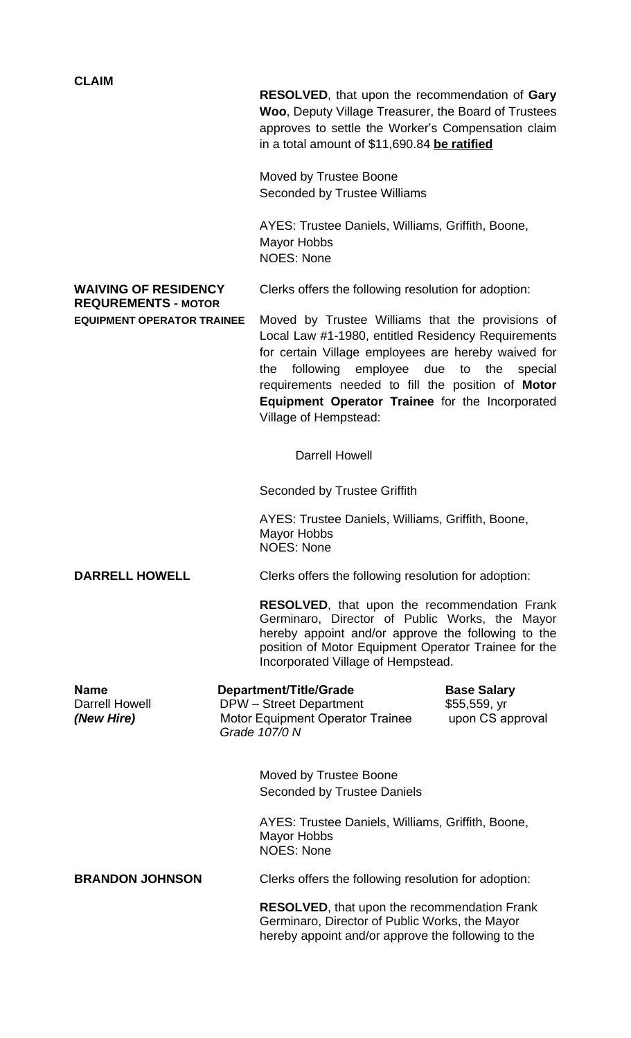**CLAIM**

**RESOLVED**, that upon the recommendation of **Gary Woo**, Deputy Village Treasurer, the Board of Trustees approves to settle the Worker's Compensation claim in a total amount of $11,690.84 **be ratified**

Moved by Trustee Boone
Seconded by Trustee Williams

AYES: Trustee Daniels, Williams, Griffith, Boone, Mayor Hobbs
NOES: None

**WAIVING OF RESIDENCY REQUREMENTS - MOTOR EQUIPMENT OPERATOR TRAINEE**

Clerks offers the following resolution for adoption:

Moved by Trustee Williams that the provisions of Local Law #1-1980, entitled Residency Requirements for certain Village employees are hereby waived for the following employee due to the special requirements needed to fill the position of **Motor Equipment Operator Trainee** for the Incorporated Village of Hempstead:

Darrell Howell

Seconded by Trustee Griffith

AYES: Trustee Daniels, Williams, Griffith, Boone, Mayor Hobbs
NOES: None

**DARRELL HOWELL**

Clerks offers the following resolution for adoption:

**RESOLVED**, that upon the recommendation Frank Germinaro, Director of Public Works, the Mayor hereby appoint and/or approve the following to the position of Motor Equipment Operator Trainee for the Incorporated Village of Hempstead.

| **Name** | **Department/Title/Grade** | **Base Salary** |
|---|---|---|
| Darrell Howell<br>***(New Hire)*** | DPW – Street Department<br>Motor Equipment Operator Trainee<br>*Grade 107/0 N* | $55,559, yr<br>upon CS approval |

Moved by Trustee Boone
Seconded by Trustee Daniels

AYES: Trustee Daniels, Williams, Griffith, Boone, Mayor Hobbs
NOES: None

**BRANDON JOHNSON**

Clerks offers the following resolution for adoption:

**RESOLVED**, that upon the recommendation Frank Germinaro, Director of Public Works, the Mayor hereby appoint and/or approve the following to the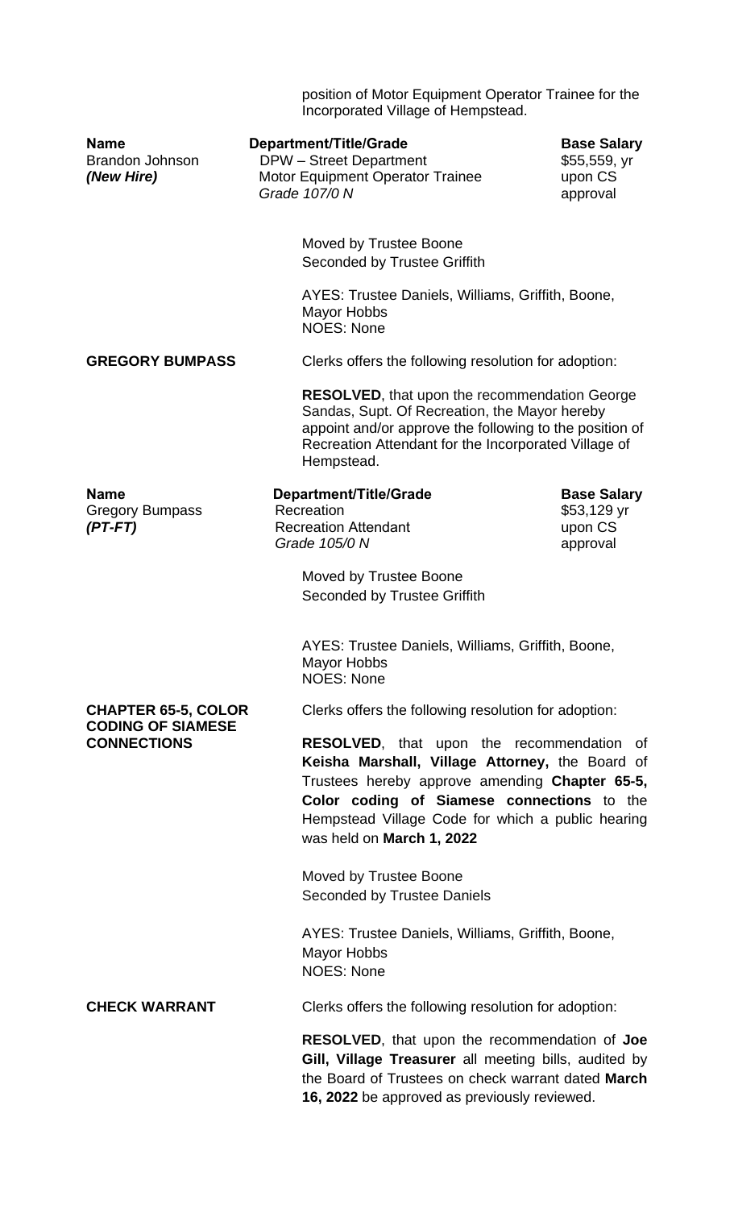position of Motor Equipment Operator Trainee for the Incorporated Village of Hempstead.

| Name | Department/Title/Grade | Base Salary |
|---|---|---|
| Brandon Johnson | DPW – Street Department | $55,559, yr |
| *(New Hire)* | Motor Equipment Operator Trainee | upon CS |
| | *Grade 107/0 N* | approval |

Moved by Trustee Boone
Seconded by Trustee Griffith

AYES: Trustee Daniels, Williams, Griffith, Boone, Mayor Hobbs
NOES: None

**GREGORY BUMPASS**

Clerks offers the following resolution for adoption:

**RESOLVED**, that upon the recommendation George Sandas, Supt. Of Recreation, the Mayor hereby appoint and/or approve the following to the position of Recreation Attendant for the Incorporated Village of Hempstead.

| Name | Department/Title/Grade | Base Salary |
|---|---|---|
| Gregory Bumpass | Recreation | $53,129 yr |
| *(PT-FT)* | Recreation Attendant | upon CS |
| | *Grade 105/0 N* | approval |

Moved by Trustee Boone
Seconded by Trustee Griffith

AYES: Trustee Daniels, Williams, Griffith, Boone, Mayor Hobbs
NOES: None

**CHAPTER 65-5, COLOR CODING OF SIAMESE CONNECTIONS**

Clerks offers the following resolution for adoption:

**RESOLVED**, that upon the recommendation of **Keisha Marshall, Village Attorney,** the Board of Trustees hereby approve amending **Chapter 65-5, Color coding of Siamese connections** to the Hempstead Village Code for which a public hearing was held on **March 1, 2022**

Moved by Trustee Boone
Seconded by Trustee Daniels

AYES: Trustee Daniels, Williams, Griffith, Boone, Mayor Hobbs
NOES: None

**CHECK WARRANT**

Clerks offers the following resolution for adoption:

**RESOLVED**, that upon the recommendation of **Joe Gill, Village Treasurer** all meeting bills, audited by the Board of Trustees on check warrant dated **March 16, 2022** be approved as previously reviewed.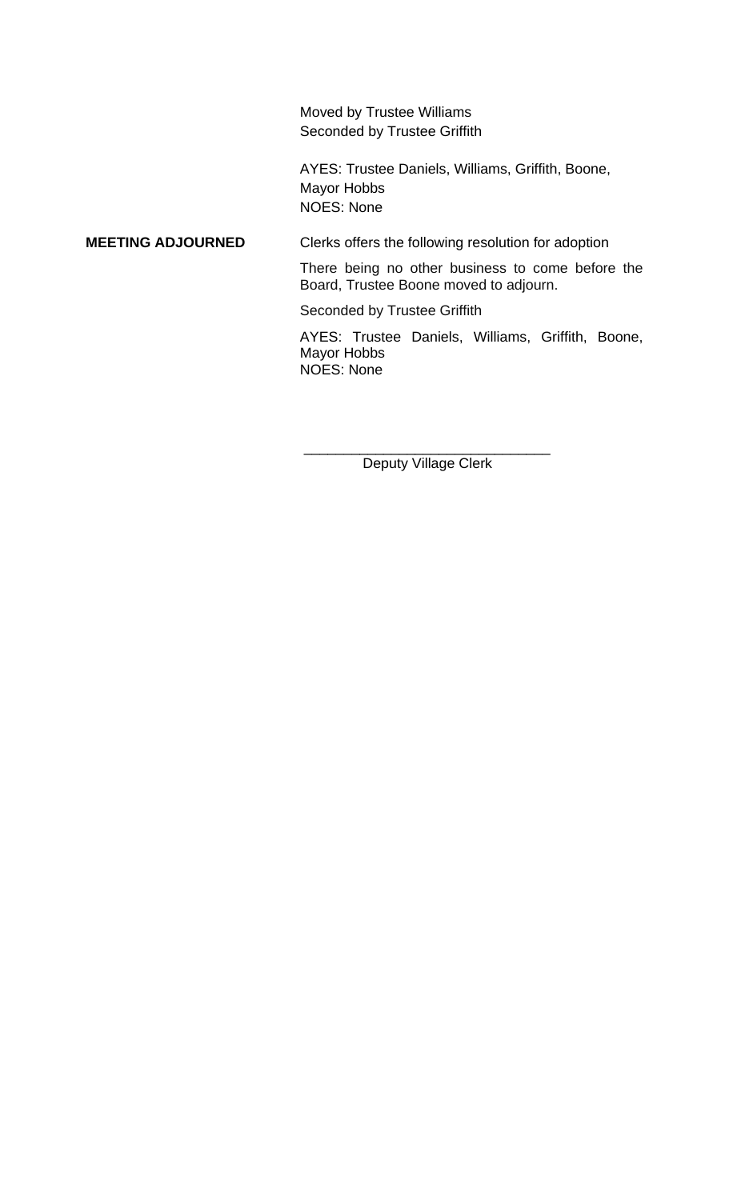Moved by Trustee Williams
Seconded by Trustee Griffith

AYES: Trustee Daniels, Williams, Griffith, Boone, Mayor Hobbs
NOES: None

**MEETING ADJOURNED**

Clerks offers the following resolution for adoption

There being no other business to come before the Board, Trustee Boone moved to adjourn.

Seconded by Trustee Griffith

AYES: Trustee Daniels, Williams, Griffith, Boone, Mayor Hobbs
NOES: None

\_\_\_\_\_\_\_\_\_\_\_\_\_\_\_\_\_\_\_\_\_\_\_\_\_\_\_\_\_\_\_\_
Deputy Village Clerk